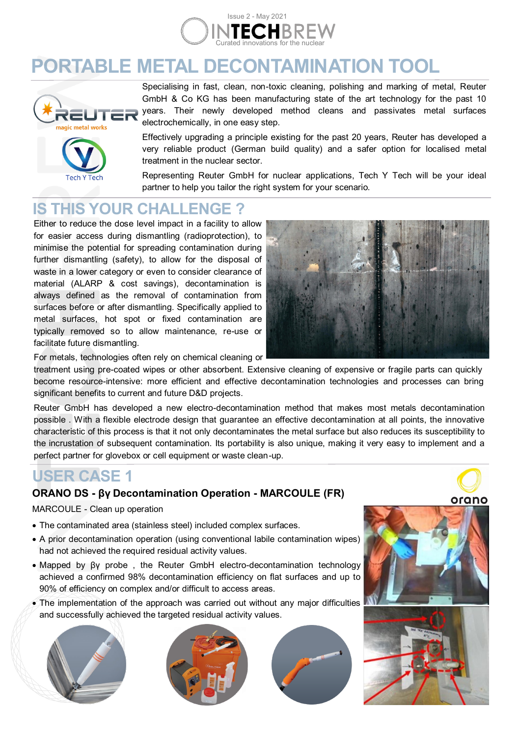# PORTABLE METAL DECONTAMINATION TOOL

Specialising in fast, clean, non-toxic cleaning, polishing and marking of metal, Reuter GmbH & Co KG has been manufacturing state of the art technology for the past 10 years. Their newly developed method cleans and passivates metal surfaces electrochemically, in one easy step.

Effectively upgrading a principle existing for the past 20 years, Reuter has developed a very reliable product (German build quality) and a safer option for localised metal treatment in the nuclear sector.

Representing Reuter GmbH for nuclear applications, Tech Y Tech will be your ideal partner to help you tailor the right system for your scenario.

## IS THIS YOUR CHALLENGE ?

Either to reduce the dose level impact in a facility to allow for easier access during dismantling (radioprotection), to minimise the potential for spreading contamination during further dismantling (safety), to allow for the disposal of waste in a lower category or even to consider clearance of material (ALARP & cost savings), decontamination is always defined as the removal of contamination from surfaces before or after dismantling. Specifically applied to metal surfaces, hot spot or fixed contamination are typically removed so to allow maintenance, re-use or facilitate future dismantling.

For metals, technologies often rely on chemical cleaning or treatment using pre-coated wipes or other absorbent. Extensive cleaning of expensive or fragile parts can quickly become resource-intensive: more efficient and effective decontamination technologies and processes can bring significant benefits to current and future D&D projects.

Reuter GmbH has developed a new electro-decontamination method that makes most metals decontamination possible . With a flexible electrode design that guarantee an effective decontamination at all points, the innovative characteristic of this process is that it not only decontaminates the metal surface but also reduces its susceptibility to the incrustation of subsequent contamination. Its portability is also unique, making it very easy to implement and a perfect partner for glovebox or cell equipment or waste clean-up.

## USER CASE 1

### ORANO DS - βγ Decontamination Operation - MARCOULE (FR)

MARCOULE - Clean up operation

- The contaminated area (stainless steel) included complex surfaces.
- A prior decontamination operation (using conventional labile contamination wipes) had not achieved the required residual activity values.
- Mapped by βγ probe , the Reuter GmbH electro-decontamination technology achieved a confirmed 98% decontamination efficiency on flat surfaces and up to 90% of efficiency on complex and/or difficult to access areas.
- The implementation of the approach was carried out without any major difficulties and successfully achieved the targeted residual activity values.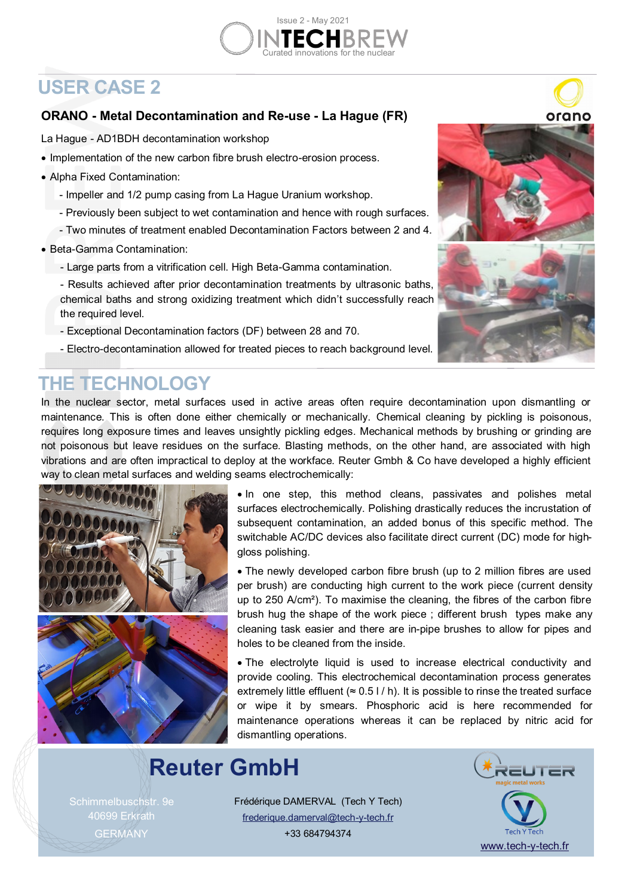## USER CASE 2

### ORANO - Metal Decontamination and Re-use - La Hague (FR)

La Hague - AD1BDH decontamination workshop

- Implementation of the new carbon fibre brush electro-erosion process.
- Alpha Fixed Contamination:
  - Impeller and 1/2 pump casing from La Hague Uranium workshop.
  - Previously been subject to wet contamination and hence with rough surfaces.
  - Two minutes of treatment enabled Decontamination Factors between 2 and 4.
- Beta-Gamma Contamination:
  - Large parts from a vitrification cell. High Beta-Gamma contamination.
  - Results achieved after prior decontamination treatments by ultrasonic baths, chemical baths and strong oxidizing treatment which didn't successfully reach the required level.
  - Exceptional Decontamination factors (DF) between 28 and 70.
  - Electro-decontamination allowed for treated pieces to reach background level.

## THE TECHNOLOGY

In the nuclear sector, metal surfaces used in active areas often require decontamination upon dismantling or maintenance. This is often done either chemically or mechanically. Chemical cleaning by pickling is poisonous, requires long exposure times and leaves unsightly pickling edges. Mechanical methods by brushing or grinding are not poisonous but leave residues on the surface. Blasting methods, on the other hand, are associated with high vibrations and are often impractical to deploy at the workface. Reuter Gmbh & Co have developed a highly efficient way to clean metal surfaces and welding seams electrochemically:

- In one step, this method cleans, passivates and polishes metal surfaces electrochemically. Polishing drastically reduces the incrustation of subsequent contamination, an added bonus of this specific method. The switchable AC/DC devices also facilitate direct current (DC) mode for high-gloss polishing.
- The newly developed carbon fibre brush (up to 2 million fibres are used per brush) are conducting high current to the work piece (current density up to 250 A/cm²). To maximise the cleaning, the fibres of the carbon fibre brush hug the shape of the work piece ; different brush types make any cleaning task easier and there are in-pipe brushes to allow for pipes and holes to be cleaned from the inside.
- The electrolyte liquid is used to increase electrical conductivity and provide cooling. This electrochemical decontamination process generates extremely little effluent (≈ 0.5 l / h). It is possible to rinse the treated surface or wipe it by smears. Phosphoric acid is here recommended for maintenance operations whereas it can be replaced by nitric acid for dismantling operations.

## Reuter GmbH

Schimmelbuschstr. 9e
40699 Erkrath
GERMANY

Frédérique DAMERVAL (Tech Y Tech)
frederique.damerval@tech-y-tech.fr
+33 684794374

www.tech-y-tech.fr